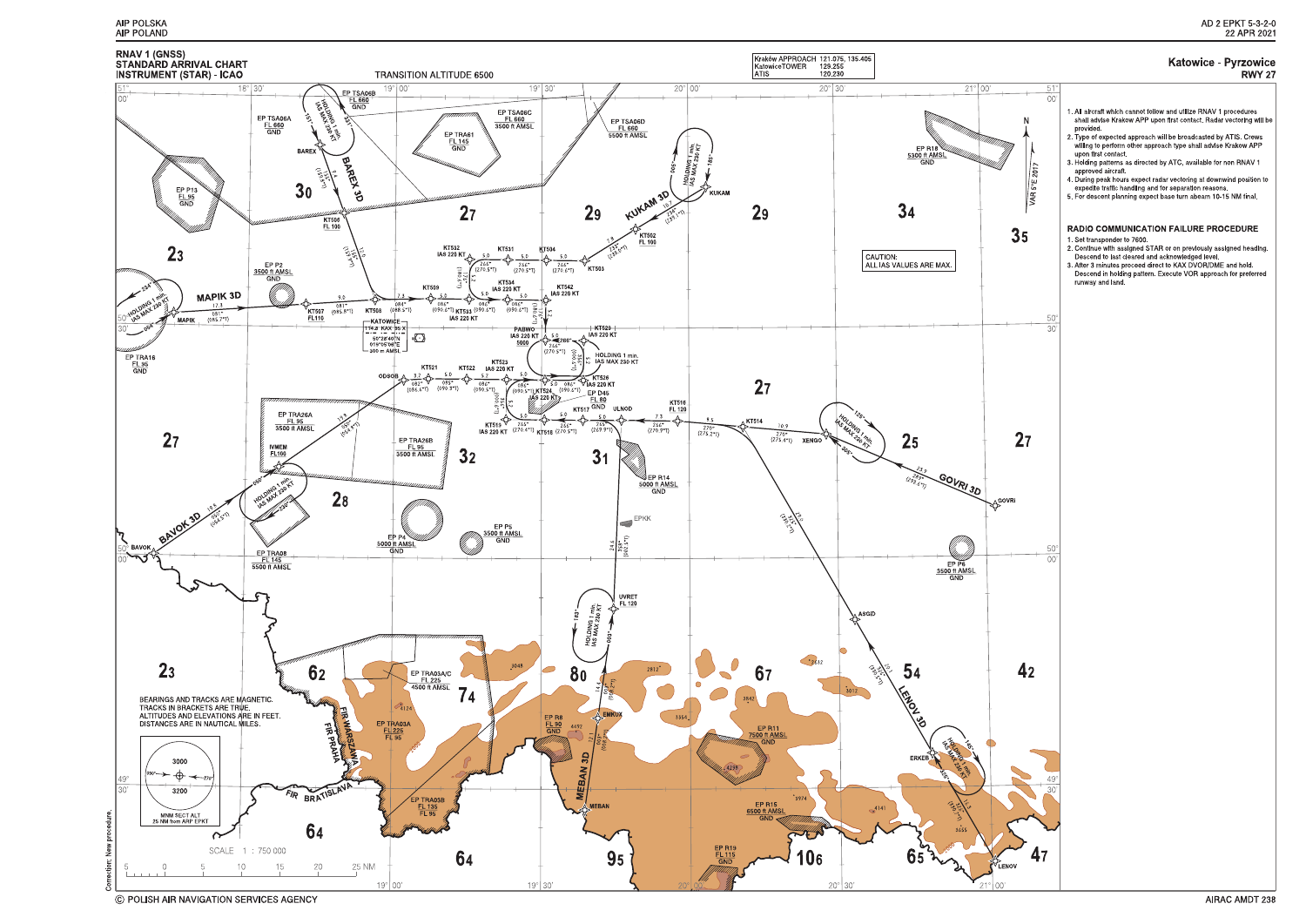# RNAV 1 (GNSS) STANDARD ARRIVAL CHART INSTRUMENT (STAR) - ICAO

TRANSITION ALTITUDE 6500

| | |
|---|---|
| Kraków APPROACH | 121.075, 135.405 |
| Katowice TOWER | 129.255 |
| ATIS | 120.230 |

## Katowice - Pyrzowice RWY 27

1. All aircraft which cannot follow and utilize RNAV 1 procedures shall advise Krakow APP upon first contact. Radar vectoring will be provided.
2. Type of expected approach will be broadcasted by ATIS. Crews willing to perform other approach type shall advise Krakow APP upon first contact.
3. Holding patterns as directed by ATC, available for non RNAV 1 approved aircraft.
4. During peak hours expect radar vectoring at downwind position to expedite traffic handling and for separation reasons.
5. For descent planning expect base turn abeam 10-15 NM final.

### RADIO COMMUNICATION FAILURE PROCEDURE

1. Set transponder to 7600.
2. Continue with assigned STAR or on previously assigned heading. Descend to last cleared and acknowledged level.
3. After 3 minutes proceed direct to KAX DVOR/DME and hold. Descend in holding pattern. Execute VOR approach for preferred runway and land.

CAUTION: ALL IAS VALUES ARE MAX.

BEARINGS AND TRACKS ARE MAGNETIC.
TRACKS IN BRACKETS ARE TRUE.
ALTITUDES AND ELEVATIONS ARE IN FEET.
DISTANCES ARE IN NAUTICAL MILES.

MNM SECT ALT 25 NM from ARP EPKT: 3000 / 3200

SCALE 1 : 750 000

KATOWICE TR-2 KAX 95.5 X 50°28'40"N 019°05'06"E 300 m AMSL

Arrivals: BAREX 3D, MAPIK 3D, BAVOK 3D, KUKAM 3D, GOVRI 3D, LENOV 3D, MEBAN 3D

Correction: New procedure.

© POLISH AIR NAVIGATION SERVICES AGENCY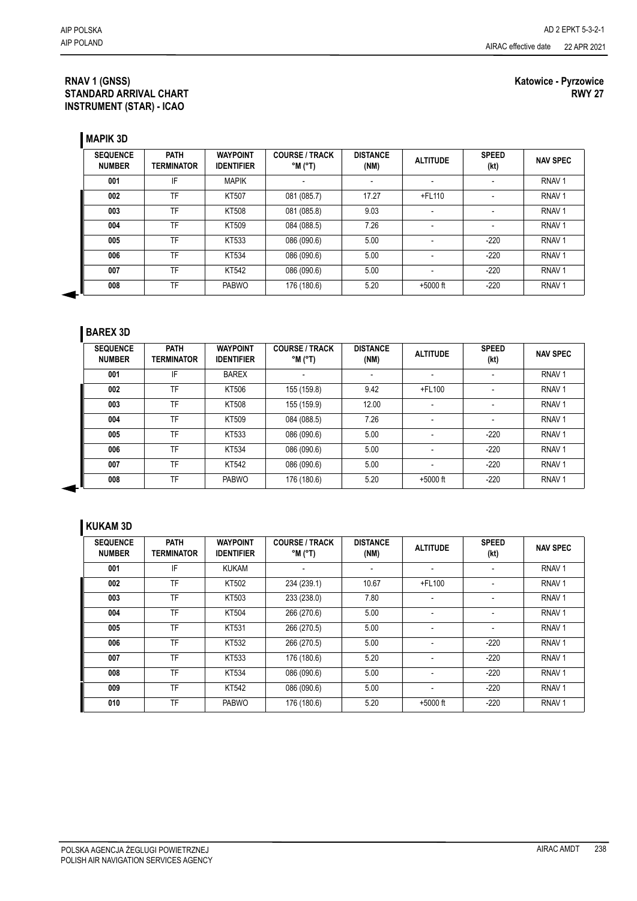**RNAV 1 (GNSS)**
**STANDARD ARRIVAL CHART**
**INSTRUMENT (STAR) - ICAO**

**Katowice - Pyrzowice**
**RWY 27**

## MAPIK 3D

| SEQUENCE NUMBER | PATH TERMINATOR | WAYPOINT IDENTIFIER | COURSE / TRACK °M (°T) | DISTANCE (NM) | ALTITUDE | SPEED (kt) | NAV SPEC |
|---|---|---|---|---|---|---|---|
| 001 | IF | MAPIK | - | - | - | - | RNAV 1 |
| 002 | TF | KT507 | 081 (085.7) | 17.27 | +FL110 | - | RNAV 1 |
| 003 | TF | KT508 | 081 (085.8) | 9.03 | - | - | RNAV 1 |
| 004 | TF | KT509 | 084 (088.5) | 7.26 | - | - | RNAV 1 |
| 005 | TF | KT533 | 086 (090.6) | 5.00 | - | -220 | RNAV 1 |
| 006 | TF | KT534 | 086 (090.6) | 5.00 | - | -220 | RNAV 1 |
| 007 | TF | KT542 | 086 (090.6) | 5.00 | - | -220 | RNAV 1 |
| 008 | TF | PABWO | 176 (180.6) | 5.20 | +5000 ft | -220 | RNAV 1 |

## BAREX 3D

| SEQUENCE NUMBER | PATH TERMINATOR | WAYPOINT IDENTIFIER | COURSE / TRACK °M (°T) | DISTANCE (NM) | ALTITUDE | SPEED (kt) | NAV SPEC |
|---|---|---|---|---|---|---|---|
| 001 | IF | BAREX | - | - | - | - | RNAV 1 |
| 002 | TF | KT506 | 155 (159.8) | 9.42 | +FL100 | - | RNAV 1 |
| 003 | TF | KT508 | 155 (159.9) | 12.00 | - | - | RNAV 1 |
| 004 | TF | KT509 | 084 (088.5) | 7.26 | - | - | RNAV 1 |
| 005 | TF | KT533 | 086 (090.6) | 5.00 | - | -220 | RNAV 1 |
| 006 | TF | KT534 | 086 (090.6) | 5.00 | - | -220 | RNAV 1 |
| 007 | TF | KT542 | 086 (090.6) | 5.00 | - | -220 | RNAV 1 |
| 008 | TF | PABWO | 176 (180.6) | 5.20 | +5000 ft | -220 | RNAV 1 |

## KUKAM 3D

| SEQUENCE NUMBER | PATH TERMINATOR | WAYPOINT IDENTIFIER | COURSE / TRACK °M (°T) | DISTANCE (NM) | ALTITUDE | SPEED (kt) | NAV SPEC |
|---|---|---|---|---|---|---|---|
| 001 | IF | KUKAM | - | - | - | - | RNAV 1 |
| 002 | TF | KT502 | 234 (239.1) | 10.67 | +FL100 | - | RNAV 1 |
| 003 | TF | KT503 | 233 (238.0) | 7.80 | - | - | RNAV 1 |
| 004 | TF | KT504 | 266 (270.6) | 5.00 | - | - | RNAV 1 |
| 005 | TF | KT531 | 266 (270.5) | 5.00 | - | - | RNAV 1 |
| 006 | TF | KT532 | 266 (270.5) | 5.00 | - | -220 | RNAV 1 |
| 007 | TF | KT533 | 176 (180.6) | 5.20 | - | -220 | RNAV 1 |
| 008 | TF | KT534 | 086 (090.6) | 5.00 | - | -220 | RNAV 1 |
| 009 | TF | KT542 | 086 (090.6) | 5.00 | - | -220 | RNAV 1 |
| 010 | TF | PABWO | 176 (180.6) | 5.20 | +5000 ft | -220 | RNAV 1 |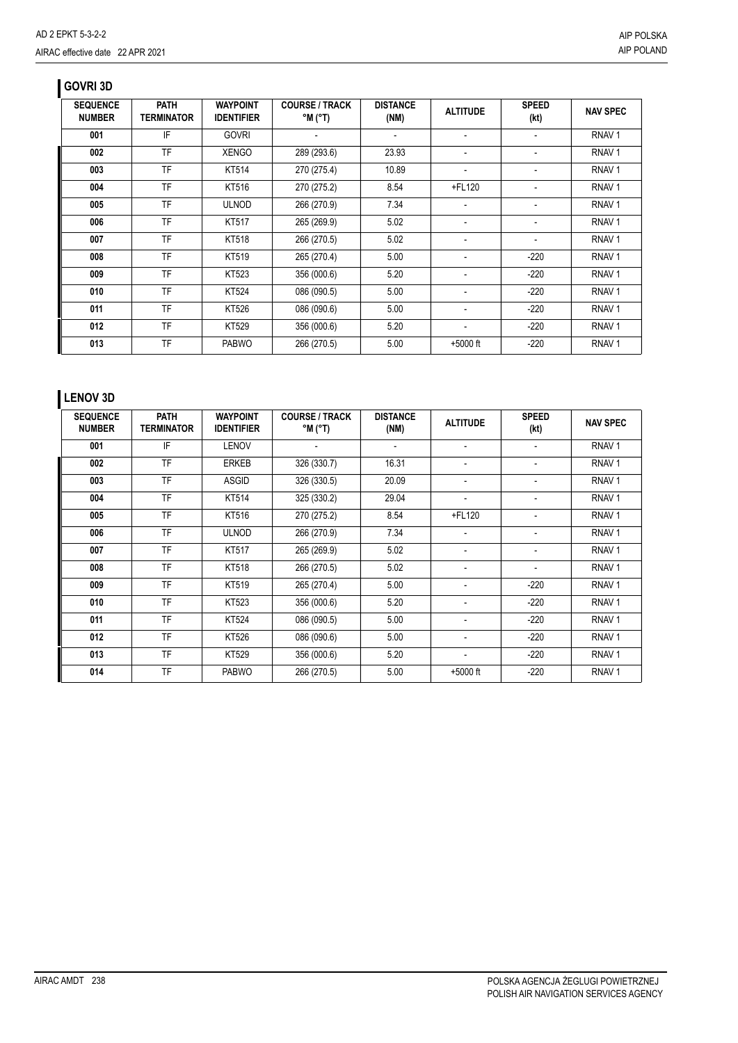## GOVRI 3D

| SEQUENCE NUMBER | PATH TERMINATOR | WAYPOINT IDENTIFIER | COURSE / TRACK °M (°T) | DISTANCE (NM) | ALTITUDE | SPEED (kt) | NAV SPEC |
|---|---|---|---|---|---|---|---|
| 001 | IF | GOVRI | - | - | - | - | RNAV 1 |
| 002 | TF | XENGO | 289 (293.6) | 23.93 | - | - | RNAV 1 |
| 003 | TF | KT514 | 270 (275.4) | 10.89 | - | - | RNAV 1 |
| 004 | TF | KT516 | 270 (275.2) | 8.54 | +FL120 | - | RNAV 1 |
| 005 | TF | ULNOD | 266 (270.9) | 7.34 | - | - | RNAV 1 |
| 006 | TF | KT517 | 265 (269.9) | 5.02 | - | - | RNAV 1 |
| 007 | TF | KT518 | 266 (270.5) | 5.02 | - | - | RNAV 1 |
| 008 | TF | KT519 | 265 (270.4) | 5.00 | - | -220 | RNAV 1 |
| 009 | TF | KT523 | 356 (000.6) | 5.20 | - | -220 | RNAV 1 |
| 010 | TF | KT524 | 086 (090.5) | 5.00 | - | -220 | RNAV 1 |
| 011 | TF | KT526 | 086 (090.6) | 5.00 | - | -220 | RNAV 1 |
| 012 | TF | KT529 | 356 (000.6) | 5.20 | - | -220 | RNAV 1 |
| 013 | TF | PABWO | 266 (270.5) | 5.00 | +5000 ft | -220 | RNAV 1 |

## LENOV 3D

| SEQUENCE NUMBER | PATH TERMINATOR | WAYPOINT IDENTIFIER | COURSE / TRACK °M (°T) | DISTANCE (NM) | ALTITUDE | SPEED (kt) | NAV SPEC |
|---|---|---|---|---|---|---|---|
| 001 | IF | LENOV | - | - | - | - | RNAV 1 |
| 002 | TF | ERKEB | 326 (330.7) | 16.31 | - | - | RNAV 1 |
| 003 | TF | ASGID | 326 (330.5) | 20.09 | - | - | RNAV 1 |
| 004 | TF | KT514 | 325 (330.2) | 29.04 | - | - | RNAV 1 |
| 005 | TF | KT516 | 270 (275.2) | 8.54 | +FL120 | - | RNAV 1 |
| 006 | TF | ULNOD | 266 (270.9) | 7.34 | - | - | RNAV 1 |
| 007 | TF | KT517 | 265 (269.9) | 5.02 | - | - | RNAV 1 |
| 008 | TF | KT518 | 266 (270.5) | 5.02 | - | - | RNAV 1 |
| 009 | TF | KT519 | 265 (270.4) | 5.00 | - | -220 | RNAV 1 |
| 010 | TF | KT523 | 356 (000.6) | 5.20 | - | -220 | RNAV 1 |
| 011 | TF | KT524 | 086 (090.5) | 5.00 | - | -220 | RNAV 1 |
| 012 | TF | KT526 | 086 (090.6) | 5.00 | - | -220 | RNAV 1 |
| 013 | TF | KT529 | 356 (000.6) | 5.20 | - | -220 | RNAV 1 |
| 014 | TF | PABWO | 266 (270.5) | 5.00 | +5000 ft | -220 | RNAV 1 |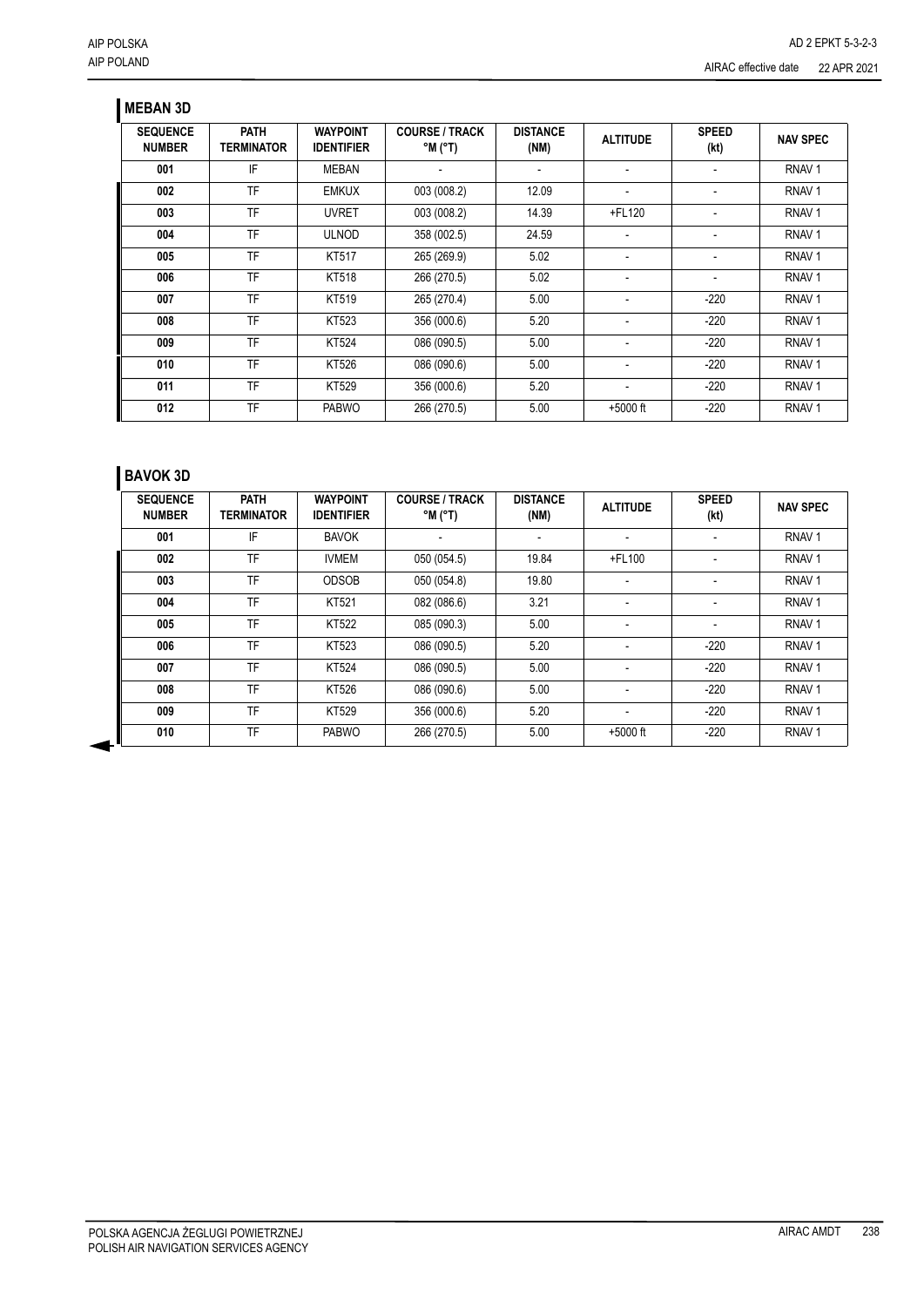## MEBAN 3D

| SEQUENCE NUMBER | PATH TERMINATOR | WAYPOINT IDENTIFIER | COURSE / TRACK °M (°T) | DISTANCE (NM) | ALTITUDE | SPEED (kt) | NAV SPEC |
|---|---|---|---|---|---|---|---|
| 001 | IF | MEBAN | - | - | - | - | RNAV 1 |
| 002 | TF | EMKUX | 003 (008.2) | 12.09 | - | - | RNAV 1 |
| 003 | TF | UVRET | 003 (008.2) | 14.39 | +FL120 | - | RNAV 1 |
| 004 | TF | ULNOD | 358 (002.5) | 24.59 | - | - | RNAV 1 |
| 005 | TF | KT517 | 265 (269.9) | 5.02 | - | - | RNAV 1 |
| 006 | TF | KT518 | 266 (270.5) | 5.02 | - | - | RNAV 1 |
| 007 | TF | KT519 | 265 (270.4) | 5.00 | - | -220 | RNAV 1 |
| 008 | TF | KT523 | 356 (000.6) | 5.20 | - | -220 | RNAV 1 |
| 009 | TF | KT524 | 086 (090.5) | 5.00 | - | -220 | RNAV 1 |
| 010 | TF | KT526 | 086 (090.6) | 5.00 | - | -220 | RNAV 1 |
| 011 | TF | KT529 | 356 (000.6) | 5.20 | - | -220 | RNAV 1 |
| 012 | TF | PABWO | 266 (270.5) | 5.00 | +5000 ft | -220 | RNAV 1 |

## BAVOK 3D

| SEQUENCE NUMBER | PATH TERMINATOR | WAYPOINT IDENTIFIER | COURSE / TRACK °M (°T) | DISTANCE (NM) | ALTITUDE | SPEED (kt) | NAV SPEC |
|---|---|---|---|---|---|---|---|
| 001 | IF | BAVOK | - | - | - | - | RNAV 1 |
| 002 | TF | IVMEM | 050 (054.5) | 19.84 | +FL100 | - | RNAV 1 |
| 003 | TF | ODSOB | 050 (054.8) | 19.80 | - | - | RNAV 1 |
| 004 | TF | KT521 | 082 (086.6) | 3.21 | - | - | RNAV 1 |
| 005 | TF | KT522 | 085 (090.3) | 5.00 | - | - | RNAV 1 |
| 006 | TF | KT523 | 086 (090.5) | 5.20 | - | -220 | RNAV 1 |
| 007 | TF | KT524 | 086 (090.5) | 5.00 | - | -220 | RNAV 1 |
| 008 | TF | KT526 | 086 (090.6) | 5.00 | - | -220 | RNAV 1 |
| 009 | TF | KT529 | 356 (000.6) | 5.20 | - | -220 | RNAV 1 |
| 010 | TF | PABWO | 266 (270.5) | 5.00 | +5000 ft | -220 | RNAV 1 |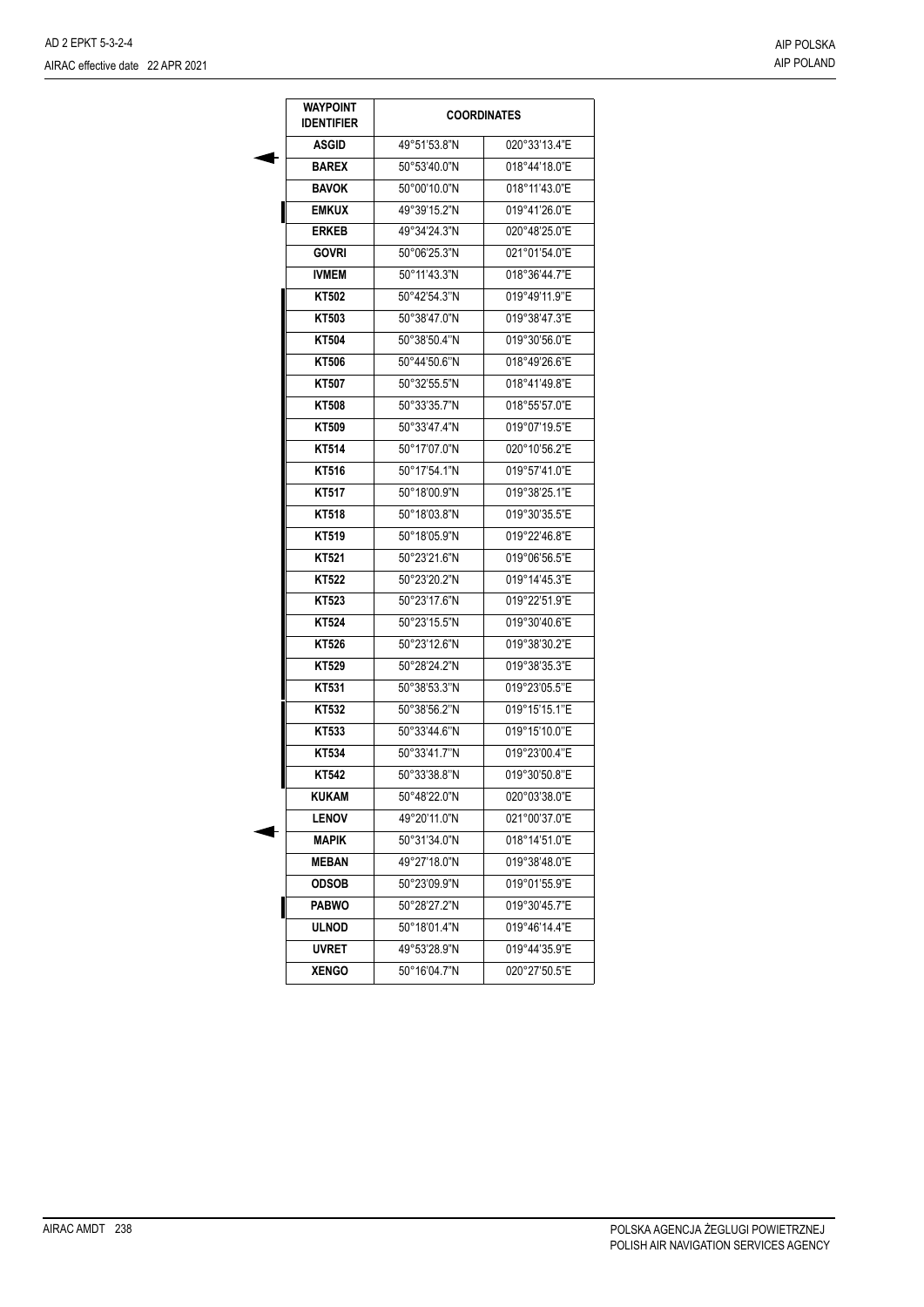| WAYPOINT IDENTIFIER | COORDINATES | |
|---|---|---|
| ASGID | 49°51'53.8"N | 020°33'13.4"E |
| BAREX | 50°53'40.0"N | 018°44'18.0"E |
| BAVOK | 50°00'10.0"N | 018°11'43.0"E |
| EMKUX | 49°39'15.2"N | 019°41'26.0"E |
| ERKEB | 49°34'24.3"N | 020°48'25.0"E |
| GOVRI | 50°06'25.3"N | 021°01'54.0"E |
| IVMEM | 50°11'43.3"N | 018°36'44.7"E |
| KT502 | 50°42'54.3"N | 019°49'11.9"E |
| KT503 | 50°38'47.0"N | 019°38'47.3"E |
| KT504 | 50°38'50.4"N | 019°30'56.0"E |
| KT506 | 50°44'50.6"N | 018°49'26.6"E |
| KT507 | 50°32'55.5"N | 018°41'49.8"E |
| KT508 | 50°33'35.7"N | 018°55'57.0"E |
| KT509 | 50°33'47.4"N | 019°07'19.5"E |
| KT514 | 50°17'07.0"N | 020°10'56.2"E |
| KT516 | 50°17'54.1"N | 019°57'41.0"E |
| KT517 | 50°18'00.9"N | 019°38'25.1"E |
| KT518 | 50°18'03.8"N | 019°30'35.5"E |
| KT519 | 50°18'05.9"N | 019°22'46.8"E |
| KT521 | 50°23'21.6"N | 019°06'56.5"E |
| KT522 | 50°23'20.2"N | 019°14'45.3"E |
| KT523 | 50°23'17.6"N | 019°22'51.9"E |
| KT524 | 50°23'15.5"N | 019°30'40.6"E |
| KT526 | 50°23'12.6"N | 019°38'30.2"E |
| KT529 | 50°28'24.2"N | 019°38'35.3"E |
| KT531 | 50°38'53.3"N | 019°23'05.5"E |
| KT532 | 50°38'56.2"N | 019°15'15.1"E |
| KT533 | 50°33'44.6"N | 019°15'10.0"E |
| KT534 | 50°33'41.7"N | 019°23'00.4"E |
| KT542 | 50°33'38.8"N | 019°30'50.8"E |
| KUKAM | 50°48'22.0"N | 020°03'38.0"E |
| LENOV | 49°20'11.0"N | 021°00'37.0"E |
| MAPIK | 50°31'34.0"N | 018°14'51.0"E |
| MEBAN | 49°27'18.0"N | 019°38'48.0"E |
| ODSOB | 50°23'09.9"N | 019°01'55.9"E |
| PABWO | 50°28'27.2"N | 019°30'45.7"E |
| ULNOD | 50°18'01.4"N | 019°46'14.4"E |
| UVRET | 49°53'28.9"N | 019°44'35.9"E |
| XENGO | 50°16'04.7"N | 020°27'50.5"E |